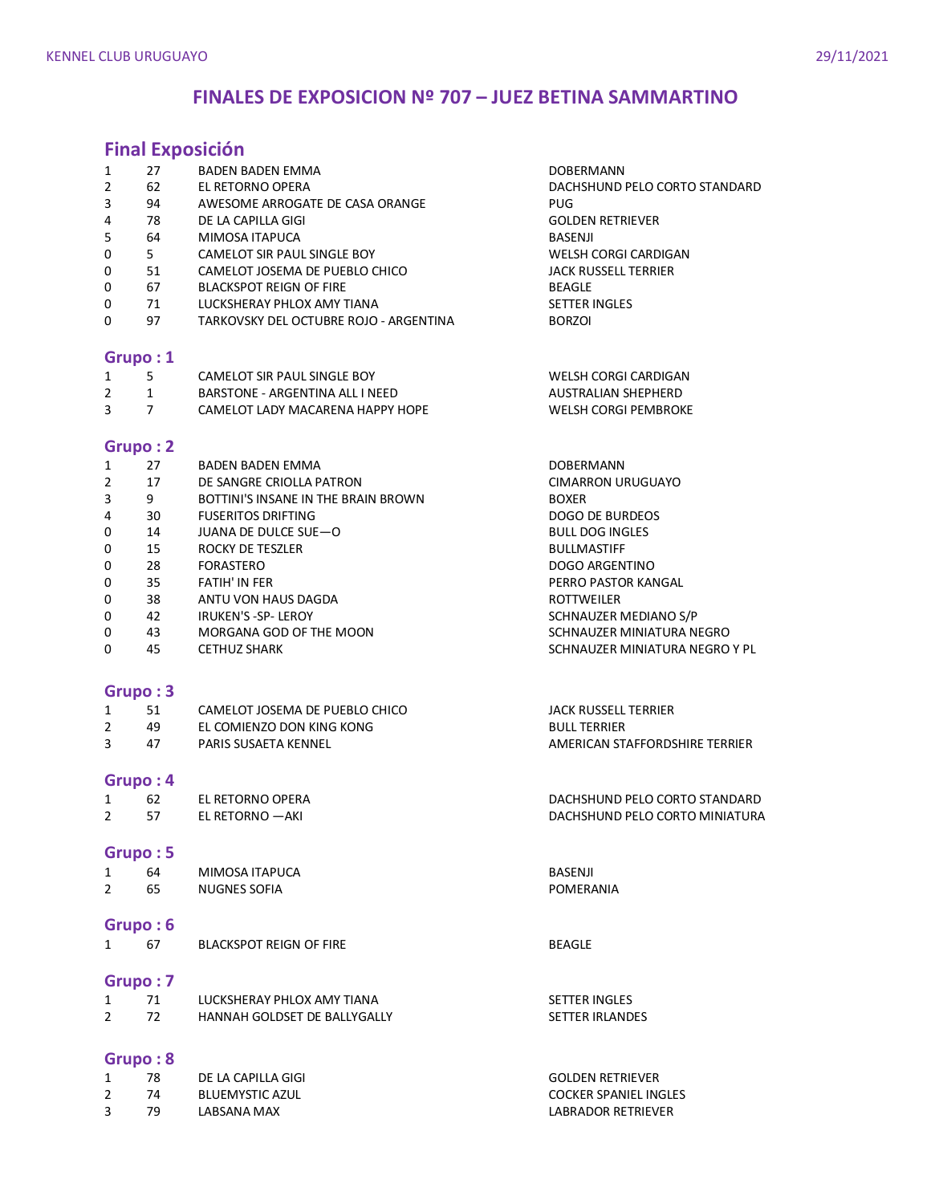# FINALES DE EXPOSICION Nº 707 – JUEZ BETINA SAMMARTINO

## Final Exposición

| | | | |
|---|---|---|---|
| 1 | 27 | BADEN BADEN EMMA | DOBERMANN |
| 2 | 62 | EL RETORNO OPERA | DACHSHUND PELO CORTO STANDARD |
| 3 | 94 | AWESOME ARROGATE DE CASA ORANGE | PUG |
| 4 | 78 | DE LA CAPILLA GIGI | GOLDEN RETRIEVER |
| 5 | 64 | MIMOSA ITAPUCA | BASENJI |
| 0 | 5 | CAMELOT SIR PAUL SINGLE BOY | WELSH CORGI CARDIGAN |
| 0 | 51 | CAMELOT JOSEMA DE PUEBLO CHICO | JACK RUSSELL TERRIER |
| 0 | 67 | BLACKSPOT REIGN OF FIRE | BEAGLE |
| 0 | 71 | LUCKSHERAY PHLOX AMY TIANA | SETTER INGLES |
| 0 | 97 | TARKOVSKY DEL OCTUBRE ROJO - ARGENTINA | BORZOI |

## Grupo : 1

| | | | |
|---|---|---|---|
| 1 | 5 | CAMELOT SIR PAUL SINGLE BOY | WELSH CORGI CARDIGAN |
| 2 | 1 | BARSTONE - ARGENTINA ALL I NEED | AUSTRALIAN SHEPHERD |
| 3 | 7 | CAMELOT LADY MACARENA HAPPY HOPE | WELSH CORGI PEMBROKE |

## Grupo : 2

| | | | |
|---|---|---|---|
| 1 | 27 | BADEN BADEN EMMA | DOBERMANN |
| 2 | 17 | DE SANGRE CRIOLLA PATRON | CIMARRON URUGUAYO |
| 3 | 9 | BOTTINI'S INSANE IN THE BRAIN BROWN | BOXER |
| 4 | 30 | FUSERITOS DRIFTING | DOGO DE BURDEOS |
| 0 | 14 | JUANA DE DULCE SUE—O | BULL DOG INGLES |
| 0 | 15 | ROCKY DE TESZLER | BULLMASTIFF |
| 0 | 28 | FORASTERO | DOGO ARGENTINO |
| 0 | 35 | FATIH' IN FER | PERRO PASTOR KANGAL |
| 0 | 38 | ANTU VON HAUS DAGDA | ROTTWEILER |
| 0 | 42 | IRUKEN'S -SP- LEROY | SCHNAUZER MEDIANO S/P |
| 0 | 43 | MORGANA GOD OF THE MOON | SCHNAUZER MINIATURA NEGRO |
| 0 | 45 | CETHUZ SHARK | SCHNAUZER MINIATURA NEGRO Y PL |

## Grupo : 3

| | | | |
|---|---|---|---|
| 1 | 51 | CAMELOT JOSEMA DE PUEBLO CHICO | JACK RUSSELL TERRIER |
| 2 | 49 | EL COMIENZO DON KING KONG | BULL TERRIER |
| 3 | 47 | PARIS SUSAETA KENNEL | AMERICAN STAFFORDSHIRE TERRIER |

## Grupo : 4

| | | | |
|---|---|---|---|
| 1 | 62 | EL RETORNO OPERA | DACHSHUND PELO CORTO STANDARD |
| 2 | 57 | EL RETORNO —AKI | DACHSHUND PELO CORTO MINIATURA |

## Grupo : 5

| | | | |
|---|---|---|---|
| 1 | 64 | MIMOSA ITAPUCA | BASENJI |
| 2 | 65 | NUGNES SOFIA | POMERANIA |

## Grupo : 6

| | | | |
|---|---|---|---|
| 1 | 67 | BLACKSPOT REIGN OF FIRE | BEAGLE |

## Grupo : 7

| | | | |
|---|---|---|---|
| 1 | 71 | LUCKSHERAY PHLOX AMY TIANA | SETTER INGLES |
| 2 | 72 | HANNAH GOLDSET DE BALLYGALLY | SETTER IRLANDES |

## Grupo : 8

| | | | |
|---|---|---|---|
| 1 | 78 | DE LA CAPILLA GIGI | GOLDEN RETRIEVER |
| 2 | 74 | BLUEMYSTIC AZUL | COCKER SPANIEL INGLES |
| 3 | 79 | LABSANA MAX | LABRADOR RETRIEVER |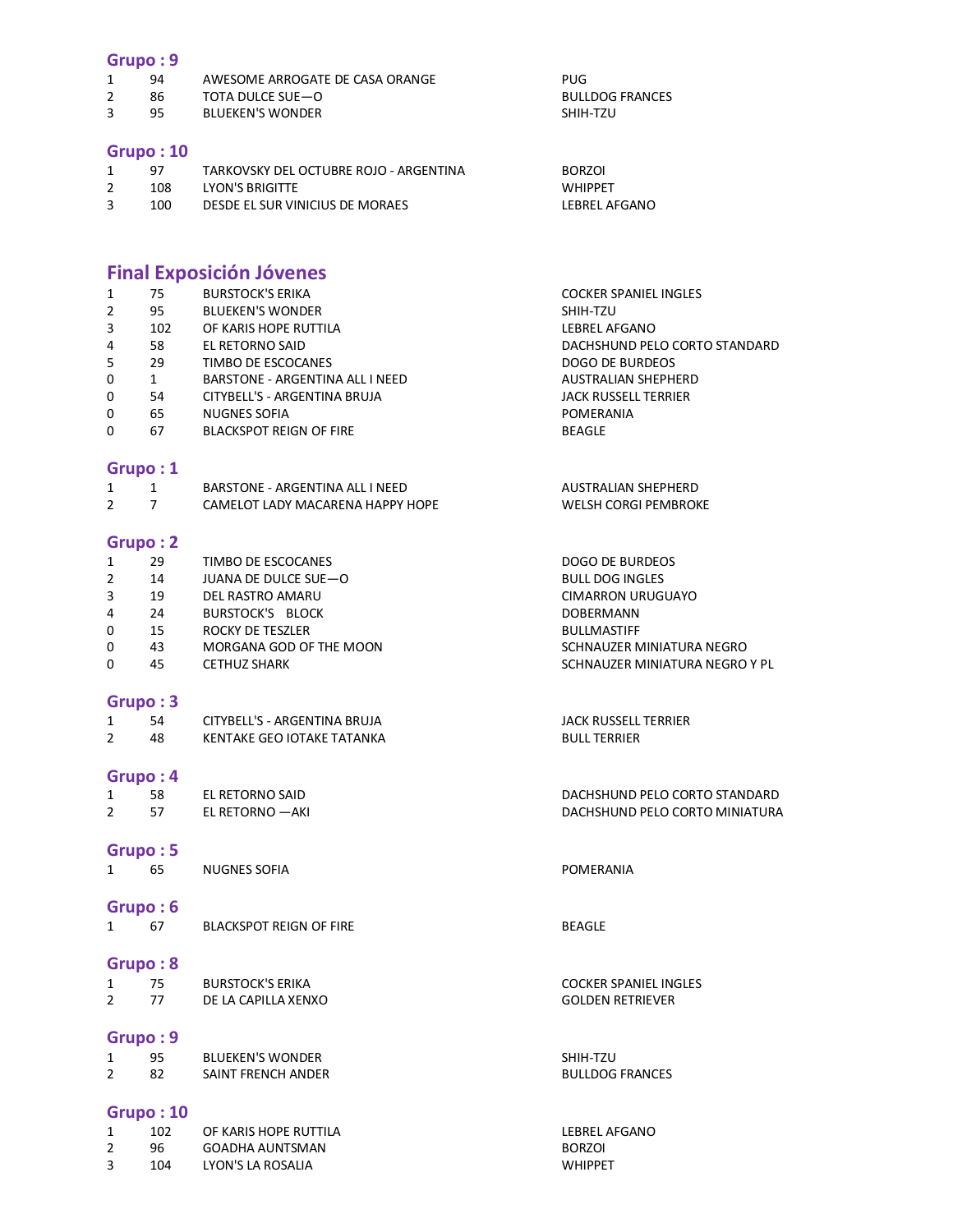## Grupo : 9

| | | | |
|---|---|---|---|
| 1 | 94 | AWESOME ARROGATE DE CASA ORANGE | PUG |
| 2 | 86 | TOTA DULCE SUE—O | BULLDOG FRANCES |
| 3 | 95 | BLUEKEN'S WONDER | SHIH-TZU |

## Grupo : 10

| | | | |
|---|---|---|---|
| 1 | 97 | TARKOVSKY DEL OCTUBRE ROJO - ARGENTINA | BORZOI |
| 2 | 108 | LYON'S BRIGITTE | WHIPPET |
| 3 | 100 | DESDE EL SUR VINICIUS DE MORAES | LEBREL AFGANO |

## Final Exposición Jóvenes

| | | | |
|---|---|---|---|
| 1 | 75 | BURSTOCK'S ERIKA | COCKER SPANIEL INGLES |
| 2 | 95 | BLUEKEN'S WONDER | SHIH-TZU |
| 3 | 102 | OF KARIS HOPE RUTTILA | LEBREL AFGANO |
| 4 | 58 | EL RETORNO SAID | DACHSHUND PELO CORTO STANDARD |
| 5 | 29 | TIMBO DE ESCOCANES | DOGO DE BURDEOS |
| 0 | 1 | BARSTONE - ARGENTINA ALL I NEED | AUSTRALIAN SHEPHERD |
| 0 | 54 | CITYBELL'S - ARGENTINA BRUJA | JACK RUSSELL TERRIER |
| 0 | 65 | NUGNES SOFIA | POMERANIA |
| 0 | 67 | BLACKSPOT REIGN OF FIRE | BEAGLE |

## Grupo : 1

| | | | |
|---|---|---|---|
| 1 | 1 | BARSTONE - ARGENTINA ALL I NEED | AUSTRALIAN SHEPHERD |
| 2 | 7 | CAMELOT LADY MACARENA HAPPY HOPE | WELSH CORGI PEMBROKE |

## Grupo : 2

| | | | |
|---|---|---|---|
| 1 | 29 | TIMBO DE ESCOCANES | DOGO DE BURDEOS |
| 2 | 14 | JUANA DE DULCE SUE—O | BULL DOG INGLES |
| 3 | 19 | DEL RASTRO AMARU | CIMARRON URUGUAYO |
| 4 | 24 | BURSTOCK'S BLOCK | DOBERMANN |
| 0 | 15 | ROCKY DE TESZLER | BULLMASTIFF |
| 0 | 43 | MORGANA GOD OF THE MOON | SCHNAUZER MINIATURA NEGRO |
| 0 | 45 | CETHUZ SHARK | SCHNAUZER MINIATURA NEGRO Y PL |

## Grupo : 3

| | | | |
|---|---|---|---|
| 1 | 54 | CITYBELL'S - ARGENTINA BRUJA | JACK RUSSELL TERRIER |
| 2 | 48 | KENTAKE GEO IOTAKE TATANKA | BULL TERRIER |

## Grupo : 4

| | | | |
|---|---|---|---|
| 1 | 58 | EL RETORNO SAID | DACHSHUND PELO CORTO STANDARD |
| 2 | 57 | EL RETORNO —AKI | DACHSHUND PELO CORTO MINIATURA |

## Grupo : 5

| | | | |
|---|---|---|---|
| 1 | 65 | NUGNES SOFIA | POMERANIA |

## Grupo : 6

| | | | |
|---|---|---|---|
| 1 | 67 | BLACKSPOT REIGN OF FIRE | BEAGLE |

## Grupo : 8

| | | | |
|---|---|---|---|
| 1 | 75 | BURSTOCK'S ERIKA | COCKER SPANIEL INGLES |
| 2 | 77 | DE LA CAPILLA XENXO | GOLDEN RETRIEVER |

## Grupo : 9

| | | | |
|---|---|---|---|
| 1 | 95 | BLUEKEN'S WONDER | SHIH-TZU |
| 2 | 82 | SAINT FRENCH ANDER | BULLDOG FRANCES |

## Grupo : 10

| | | | |
|---|---|---|---|
| 1 | 102 | OF KARIS HOPE RUTTILA | LEBREL AFGANO |
| 2 | 96 | GOADHA AUNTSMAN | BORZOI |
| 3 | 104 | LYON'S LA ROSALIA | WHIPPET |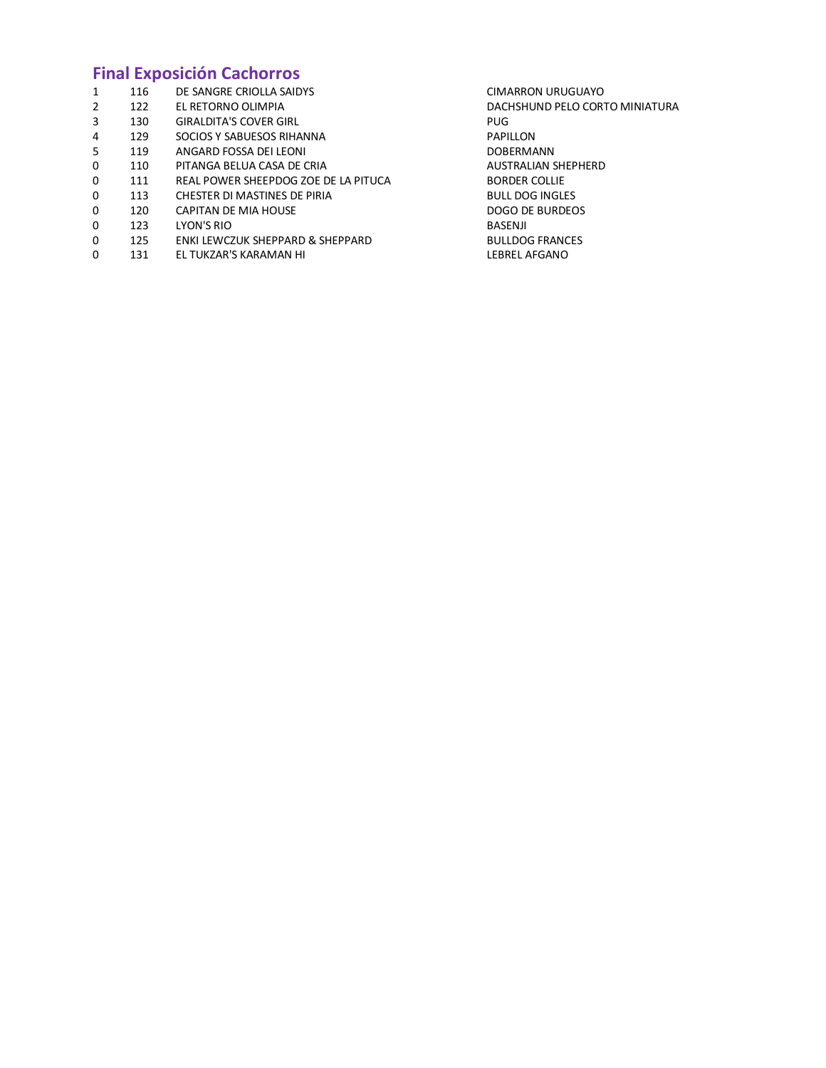## Final Exposición Cachorros

| | | | |
|---|---|---|---|
| 1 | 116 | DE SANGRE CRIOLLA SAIDYS | CIMARRON URUGUAYO |
| 2 | 122 | EL RETORNO OLIMPIA | DACHSHUND PELO CORTO MINIATURA |
| 3 | 130 | GIRALDITA'S COVER GIRL | PUG |
| 4 | 129 | SOCIOS Y SABUESOS RIHANNA | PAPILLON |
| 5 | 119 | ANGARD FOSSA DEI LEONI | DOBERMANN |
| 0 | 110 | PITANGA BELUA CASA DE CRIA | AUSTRALIAN SHEPHERD |
| 0 | 111 | REAL POWER SHEEPDOG ZOE DE LA PITUCA | BORDER COLLIE |
| 0 | 113 | CHESTER DI MASTINES DE PIRIA | BULL DOG INGLES |
| 0 | 120 | CAPITAN DE MIA HOUSE | DOGO DE BURDEOS |
| 0 | 123 | LYON'S RIO | BASENJI |
| 0 | 125 | ENKI LEWCZUK SHEPPARD & SHEPPARD | BULLDOG FRANCES |
| 0 | 131 | EL TUKZAR'S KARAMAN HI | LEBREL AFGANO |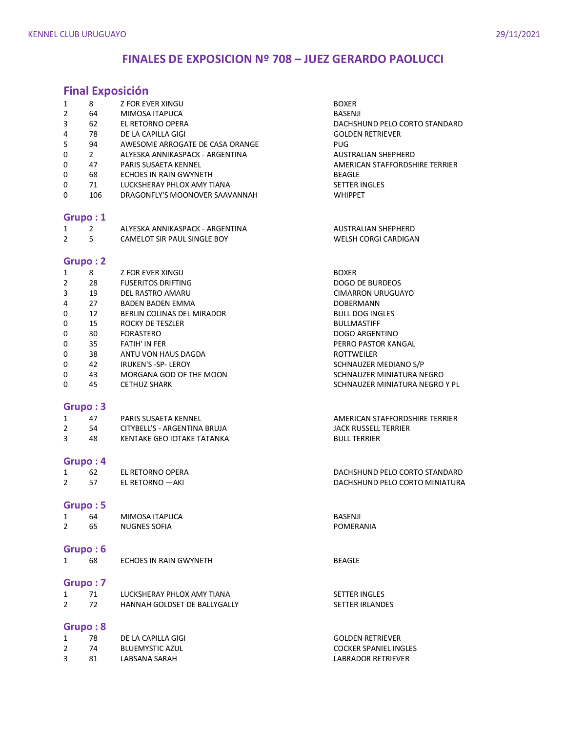# FINALES DE EXPOSICION Nº 708 – JUEZ GERARDO PAOLUCCI

## Final Exposición

| | | | |
|---|---|---|---|
| 1 | 8 | Z FOR EVER XINGU | BOXER |
| 2 | 64 | MIMOSA ITAPUCA | BASENJI |
| 3 | 62 | EL RETORNO OPERA | DACHSHUND PELO CORTO STANDARD |
| 4 | 78 | DE LA CAPILLA GIGI | GOLDEN RETRIEVER |
| 5 | 94 | AWESOME ARROGATE DE CASA ORANGE | PUG |
| 0 | 2 | ALYESKA ANNIKASPACK - ARGENTINA | AUSTRALIAN SHEPHERD |
| 0 | 47 | PARIS SUSAETA KENNEL | AMERICAN STAFFORDSHIRE TERRIER |
| 0 | 68 | ECHOES IN RAIN GWYNETH | BEAGLE |
| 0 | 71 | LUCKSHERAY PHLOX AMY TIANA | SETTER INGLES |
| 0 | 106 | DRAGONFLY'S MOONOVER SAAVANNAH | WHIPPET |

## Grupo : 1

| | | | |
|---|---|---|---|
| 1 | 2 | ALYESKA ANNIKASPACK - ARGENTINA | AUSTRALIAN SHEPHERD |
| 2 | 5 | CAMELOT SIR PAUL SINGLE BOY | WELSH CORGI CARDIGAN |

## Grupo : 2

| | | | |
|---|---|---|---|
| 1 | 8 | Z FOR EVER XINGU | BOXER |
| 2 | 28 | FUSERITOS DRIFTING | DOGO DE BURDEOS |
| 3 | 19 | DEL RASTRO AMARU | CIMARRON URUGUAYO |
| 4 | 27 | BADEN BADEN EMMA | DOBERMANN |
| 0 | 12 | BERLIN COLINAS DEL MIRADOR | BULL DOG INGLES |
| 0 | 15 | ROCKY DE TESZLER | BULLMASTIFF |
| 0 | 30 | FORASTERO | DOGO ARGENTINO |
| 0 | 35 | FATIH' IN FER | PERRO PASTOR KANGAL |
| 0 | 38 | ANTU VON HAUS DAGDA | ROTTWEILER |
| 0 | 42 | IRUKEN'S -SP- LEROY | SCHNAUZER MEDIANO S/P |
| 0 | 43 | MORGANA GOD OF THE MOON | SCHNAUZER MINIATURA NEGRO |
| 0 | 45 | CETHUZ SHARK | SCHNAUZER MINIATURA NEGRO Y PL |

## Grupo : 3

| | | | |
|---|---|---|---|
| 1 | 47 | PARIS SUSAETA KENNEL | AMERICAN STAFFORDSHIRE TERRIER |
| 2 | 54 | CITYBELL'S - ARGENTINA BRUJA | JACK RUSSELL TERRIER |
| 3 | 48 | KENTAKE GEO IOTAKE TATANKA | BULL TERRIER |

## Grupo : 4

| | | | |
|---|---|---|---|
| 1 | 62 | EL RETORNO OPERA | DACHSHUND PELO CORTO STANDARD |
| 2 | 57 | EL RETORNO —AKI | DACHSHUND PELO CORTO MINIATURA |

## Grupo : 5

| | | | |
|---|---|---|---|
| 1 | 64 | MIMOSA ITAPUCA | BASENJI |
| 2 | 65 | NUGNES SOFIA | POMERANIA |

## Grupo : 6

| | | | |
|---|---|---|---|
| 1 | 68 | ECHOES IN RAIN GWYNETH | BEAGLE |

## Grupo : 7

| | | | |
|---|---|---|---|
| 1 | 71 | LUCKSHERAY PHLOX AMY TIANA | SETTER INGLES |
| 2 | 72 | HANNAH GOLDSET DE BALLYGALLY | SETTER IRLANDES |

## Grupo : 8

| | | | |
|---|---|---|---|
| 1 | 78 | DE LA CAPILLA GIGI | GOLDEN RETRIEVER |
| 2 | 74 | BLUEMYSTIC AZUL | COCKER SPANIEL INGLES |
| 3 | 81 | LABSANA SARAH | LABRADOR RETRIEVER |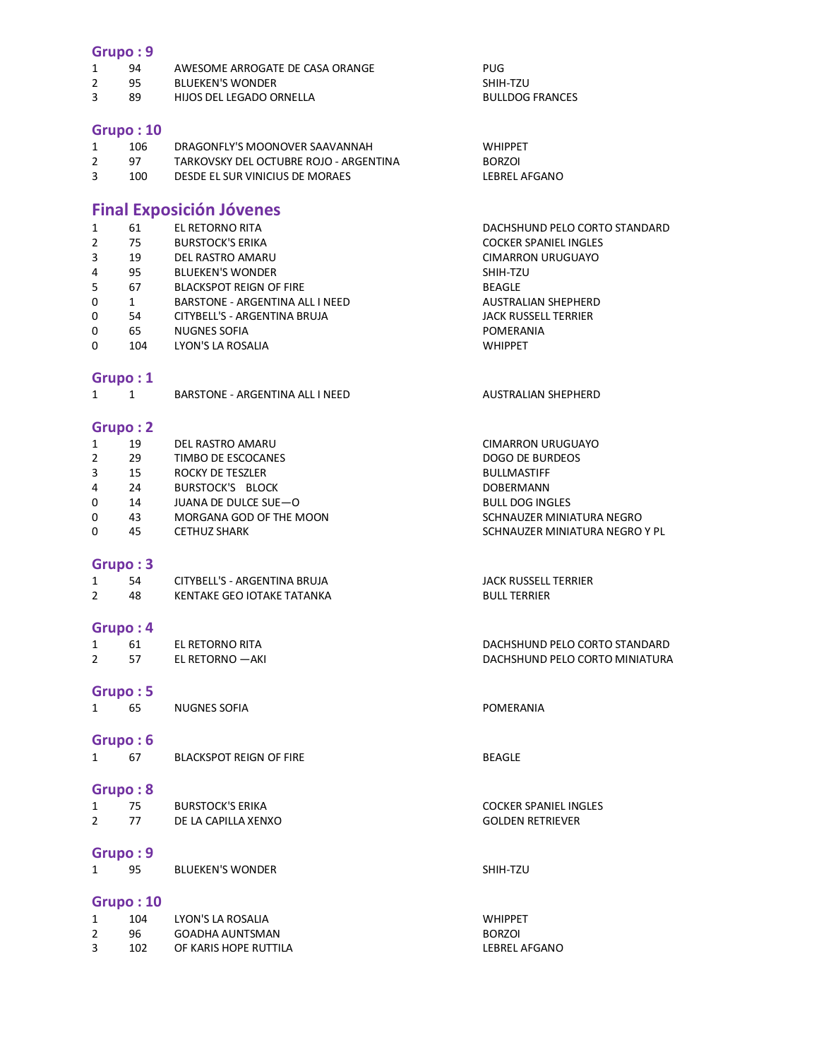## Grupo : 9

| | | | |
|---|---|---|---|
| 1 | 94 | AWESOME ARROGATE DE CASA ORANGE | PUG |
| 2 | 95 | BLUEKEN'S WONDER | SHIH-TZU |
| 3 | 89 | HIJOS DEL LEGADO ORNELLA | BULLDOG FRANCES |

## Grupo : 10

| | | | |
|---|---|---|---|
| 1 | 106 | DRAGONFLY'S MOONOVER SAAVANNAH | WHIPPET |
| 2 | 97 | TARKOVSKY DEL OCTUBRE ROJO - ARGENTINA | BORZOI |
| 3 | 100 | DESDE EL SUR VINICIUS DE MORAES | LEBREL AFGANO |

## Final Exposición Jóvenes

| | | | |
|---|---|---|---|
| 1 | 61 | EL RETORNO RITA | DACHSHUND PELO CORTO STANDARD |
| 2 | 75 | BURSTOCK'S ERIKA | COCKER SPANIEL INGLES |
| 3 | 19 | DEL RASTRO AMARU | CIMARRON URUGUAYO |
| 4 | 95 | BLUEKEN'S WONDER | SHIH-TZU |
| 5 | 67 | BLACKSPOT REIGN OF FIRE | BEAGLE |
| 0 | 1 | BARSTONE - ARGENTINA ALL I NEED | AUSTRALIAN SHEPHERD |
| 0 | 54 | CITYBELL'S - ARGENTINA BRUJA | JACK RUSSELL TERRIER |
| 0 | 65 | NUGNES SOFIA | POMERANIA |
| 0 | 104 | LYON'S LA ROSALIA | WHIPPET |

## Grupo : 1

| | | | |
|---|---|---|---|
| 1 | 1 | BARSTONE - ARGENTINA ALL I NEED | AUSTRALIAN SHEPHERD |

## Grupo : 2

| | | | |
|---|---|---|---|
| 1 | 19 | DEL RASTRO AMARU | CIMARRON URUGUAYO |
| 2 | 29 | TIMBO DE ESCOCANES | DOGO DE BURDEOS |
| 3 | 15 | ROCKY DE TESZLER | BULLMASTIFF |
| 4 | 24 | BURSTOCK'S BLOCK | DOBERMANN |
| 0 | 14 | JUANA DE DULCE SUE—O | BULL DOG INGLES |
| 0 | 43 | MORGANA GOD OF THE MOON | SCHNAUZER MINIATURA NEGRO |
| 0 | 45 | CETHUZ SHARK | SCHNAUZER MINIATURA NEGRO Y PL |

## Grupo : 3

| | | | |
|---|---|---|---|
| 1 | 54 | CITYBELL'S - ARGENTINA BRUJA | JACK RUSSELL TERRIER |
| 2 | 48 | KENTAKE GEO IOTAKE TATANKA | BULL TERRIER |

## Grupo : 4

| | | | |
|---|---|---|---|
| 1 | 61 | EL RETORNO RITA | DACHSHUND PELO CORTO STANDARD |
| 2 | 57 | EL RETORNO —AKI | DACHSHUND PELO CORTO MINIATURA |

## Grupo : 5

| | | | |
|---|---|---|---|
| 1 | 65 | NUGNES SOFIA | POMERANIA |

## Grupo : 6

| | | | |
|---|---|---|---|
| 1 | 67 | BLACKSPOT REIGN OF FIRE | BEAGLE |

## Grupo : 8

| | | | |
|---|---|---|---|
| 1 | 75 | BURSTOCK'S ERIKA | COCKER SPANIEL INGLES |
| 2 | 77 | DE LA CAPILLA XENXO | GOLDEN RETRIEVER |

## Grupo : 9

| | | | |
|---|---|---|---|
| 1 | 95 | BLUEKEN'S WONDER | SHIH-TZU |

## Grupo : 10

| | | | |
|---|---|---|---|
| 1 | 104 | LYON'S LA ROSALIA | WHIPPET |
| 2 | 96 | GOADHA AUNTSMAN | BORZOI |
| 3 | 102 | OF KARIS HOPE RUTTILA | LEBREL AFGANO |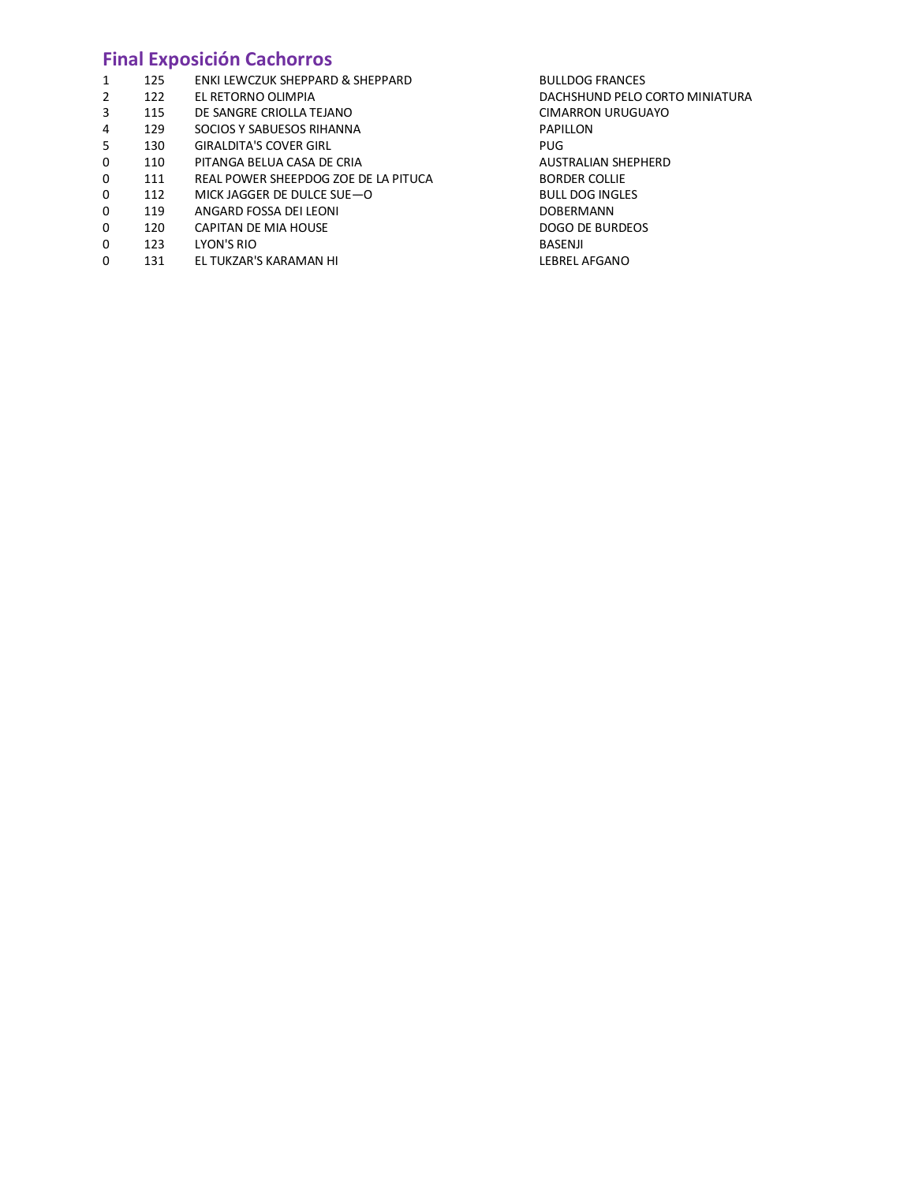## Final Exposición Cachorros

| | | | |
|---|---|---|---|
| 1 | 125 | ENKI LEWCZUK SHEPPARD & SHEPPARD | BULLDOG FRANCES |
| 2 | 122 | EL RETORNO OLIMPIA | DACHSHUND PELO CORTO MINIATURA |
| 3 | 115 | DE SANGRE CRIOLLA TEJANO | CIMARRON URUGUAYO |
| 4 | 129 | SOCIOS Y SABUESOS RIHANNA | PAPILLON |
| 5 | 130 | GIRALDITA'S COVER GIRL | PUG |
| 0 | 110 | PITANGA BELUA CASA DE CRIA | AUSTRALIAN SHEPHERD |
| 0 | 111 | REAL POWER SHEEPDOG ZOE DE LA PITUCA | BORDER COLLIE |
| 0 | 112 | MICK JAGGER DE DULCE SUE—O | BULL DOG INGLES |
| 0 | 119 | ANGARD FOSSA DEI LEONI | DOBERMANN |
| 0 | 120 | CAPITAN DE MIA HOUSE | DOGO DE BURDEOS |
| 0 | 123 | LYON'S RIO | BASENJI |
| 0 | 131 | EL TUKZAR'S KARAMAN HI | LEBREL AFGANO |